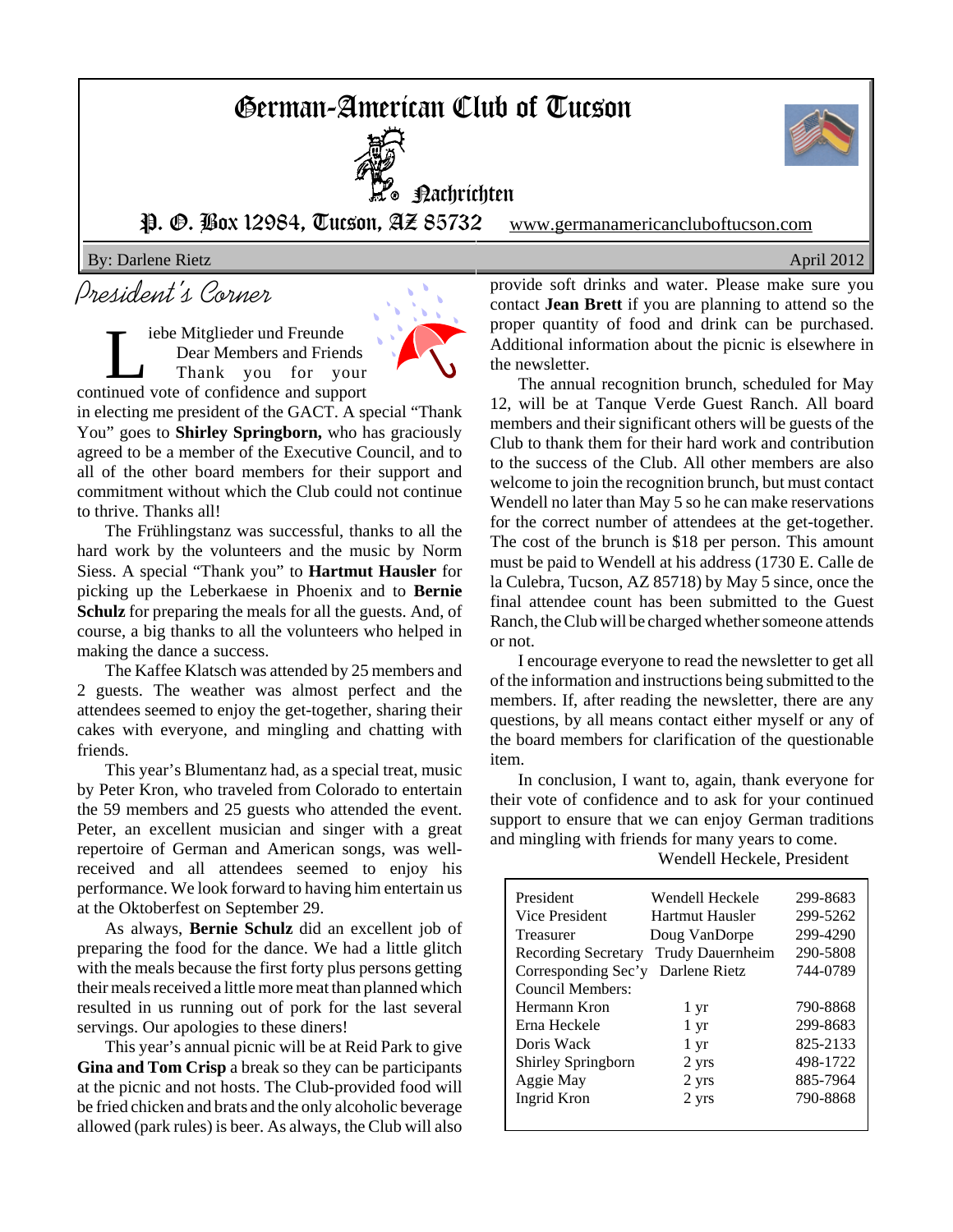# German-American Club of Tucson

## Nachrichten

P. O. Box 12984, Tucson, AZ 85732 www.germanamericancluboftucson.com

By: Darlene Rietz April 2012

## President's Corner

Liebe Mitglieder und Freunde
Dear Members and Friends

Thank you for your continued vote of confidence and support in electing me president of the GACT. A special "Thank You" goes to **Shirley Springborn,** who has graciously agreed to be a member of the Executive Council, and to all of the other board members for their support and commitment without which the Club could not continue to thrive. Thanks all!

The Frühlingstanz was successful, thanks to all the hard work by the volunteers and the music by Norm Siess. A special "Thank you" to **Hartmut Hausler** for picking up the Leberkaese in Phoenix and to **Bernie Schulz** for preparing the meals for all the guests. And, of course, a big thanks to all the volunteers who helped in making the dance a success.

The Kaffee Klatsch was attended by 25 members and 2 guests. The weather was almost perfect and the attendees seemed to enjoy the get-together, sharing their cakes with everyone, and mingling and chatting with friends.

This year's Blumentanz had, as a special treat, music by Peter Kron, who traveled from Colorado to entertain the 59 members and 25 guests who attended the event. Peter, an excellent musician and singer with a great repertoire of German and American songs, was well-received and all attendees seemed to enjoy his performance. We look forward to having him entertain us at the Oktoberfest on September 29.

As always, **Bernie Schulz** did an excellent job of preparing the food for the dance. We had a little glitch with the meals because the first forty plus persons getting their meals received a little more meat than planned which resulted in us running out of pork for the last several servings. Our apologies to these diners!

This year's annual picnic will be at Reid Park to give **Gina and Tom Crisp** a break so they can be participants at the picnic and not hosts. The Club-provided food will be fried chicken and brats and the only alcoholic beverage allowed (park rules) is beer. As always, the Club will also provide soft drinks and water. Please make sure you contact **Jean Brett** if you are planning to attend so the proper quantity of food and drink can be purchased. Additional information about the picnic is elsewhere in the newsletter.

The annual recognition brunch, scheduled for May 12, will be at Tanque Verde Guest Ranch. All board members and their significant others will be guests of the Club to thank them for their hard work and contribution to the success of the Club. All other members are also welcome to join the recognition brunch, but must contact Wendell no later than May 5 so he can make reservations for the correct number of attendees at the get-together. The cost of the brunch is $18 per person. This amount must be paid to Wendell at his address (1730 E. Calle de la Culebra, Tucson, AZ 85718) by May 5 since, once the final attendee count has been submitted to the Guest Ranch, the Club will be charged whether someone attends or not.

I encourage everyone to read the newsletter to get all of the information and instructions being submitted to the members. If, after reading the newsletter, there are any questions, by all means contact either myself or any of the board members for clarification of the questionable item.

In conclusion, I want to, again, thank everyone for their vote of confidence and to ask for your continued support to ensure that we can enjoy German traditions and mingling with friends for many years to come.

Wendell Heckele, President

| | | |
|---|---|---|
| President | Wendell Heckele | 299-8683 |
| Vice President | Hartmut Hausler | 299-5262 |
| Treasurer | Doug VanDorpe | 299-4290 |
| Recording Secretary | Trudy Dauernheim | 290-5808 |
| Corresponding Sec'y | Darlene Rietz | 744-0789 |
| Council Members: | | |
| Hermann Kron | 1 yr | 790-8868 |
| Erna Heckele | 1 yr | 299-8683 |
| Doris Wack | 1 yr | 825-2133 |
| Shirley Springborn | 2 yrs | 498-1722 |
| Aggie May | 2 yrs | 885-7964 |
| Ingrid Kron | 2 yrs | 790-8868 |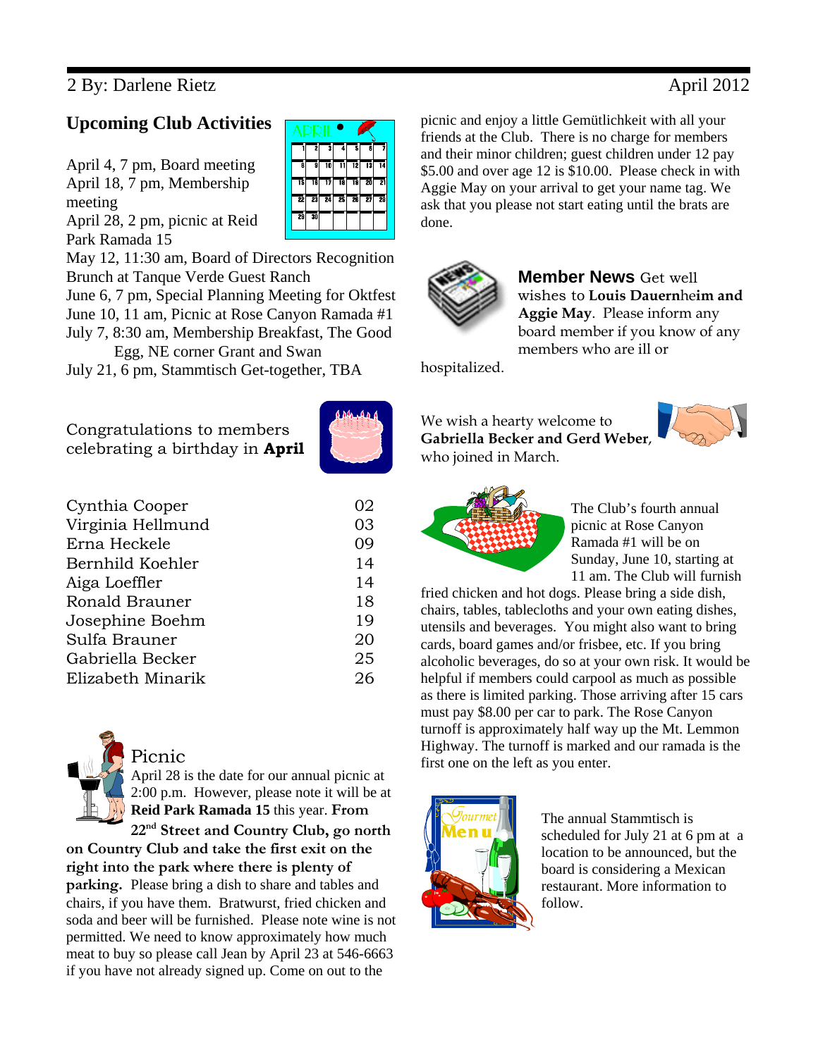## Upcoming Club Activities

April 4, 7 pm, Board meeting
April 18, 7 pm, Membership meeting
April 28, 2 pm, picnic at Reid Park Ramada 15
May 12, 11:30 am, Board of Directors Recognition Brunch at Tanque Verde Guest Ranch
June 6, 7 pm, Special Planning Meeting for Oktfest
June 10, 11 am, Picnic at Rose Canyon Ramada #1
July 7, 8:30 am, Membership Breakfast, The Good Egg, NE corner Grant and Swan
July 21, 6 pm, Stammtisch Get-together, TBA

Congratulations to members celebrating a birthday in **April**

| | |
|---|---|
| Cynthia Cooper | 02 |
| Virginia Hellmund | 03 |
| Erna Heckele | 09 |
| Bernhild Koehler | 14 |
| Aiga Loeffler | 14 |
| Ronald Brauner | 18 |
| Josephine Boehm | 19 |
| Sulfa Brauner | 20 |
| Gabriella Becker | 25 |
| Elizabeth Minarik | 26 |

## Picnic

April 28 is the date for our annual picnic at 2:00 p.m. However, please note it will be at **Reid Park Ramada 15** this year. **From 22nd Street and Country Club, go north on Country Club and take the first exit on the right into the park where there is plenty of parking.** Please bring a dish to share and tables and chairs, if you have them. Bratwurst, fried chicken and soda and beer will be furnished. Please note wine is not permitted. We need to know approximately how much meat to buy so please call Jean by April 23 at 546-6663 if you have not already signed up. Come on out to the picnic and enjoy a little Gemütlichkeit with all your friends at the Club. There is no charge for members and their minor children; guest children under 12 pay $5.00 and over age 12 is $10.00. Please check in with Aggie May on your arrival to get your name tag. We ask that you please not start eating until the brats are done.

## Member News

Get well wishes to **Louis Dauernheim and Aggie May**. Please inform any board member if you know of any members who are ill or hospitalized.

We wish a hearty welcome to **Gabriella Becker and Gerd Weber**, who joined in March.

The Club's fourth annual picnic at Rose Canyon Ramada #1 will be on Sunday, June 10, starting at 11 am. The Club will furnish fried chicken and hot dogs. Please bring a side dish, chairs, tables, tablecloths and your own eating dishes, utensils and beverages. You might also want to bring cards, board games and/or frisbee, etc. If you bring alcoholic beverages, do so at your own risk. It would be helpful if members could carpool as much as possible as there is limited parking. Those arriving after 15 cars must pay $8.00 per car to park. The Rose Canyon turnoff is approximately half way up the Mt. Lemmon Highway. The turnoff is marked and our ramada is the first one on the left as you enter.

The annual Stammtisch is scheduled for July 21 at 6 pm at a location to be announced, but the board is considering a Mexican restaurant. More information to follow.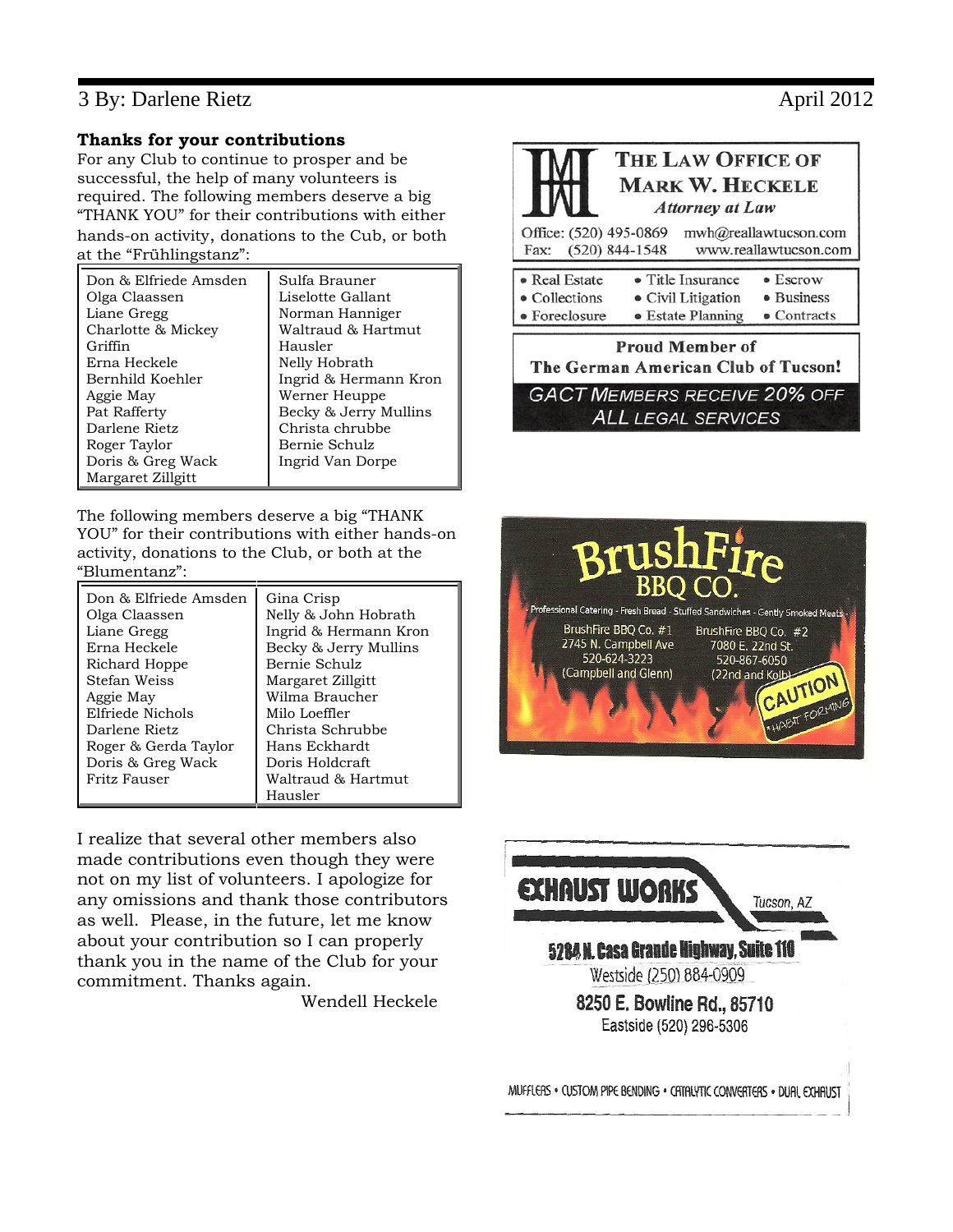### Thanks for your contributions

For any Club to continue to prosper and be successful, the help of many volunteers is required. The following members deserve a big "THANK YOU" for their contributions with either hands-on activity, donations to the Cub, or both at the "Frühlingstanz":

| | |
|---|---|
| Don & Elfriede Amsden | Sulfa Brauner |
| Olga Claassen | Liselotte Gallant |
| Liane Gregg | Norman Hanniger |
| Charlotte & Mickey Griffin | Waltraud & Hartmut Hausler |
| Erna Heckele | Nelly Hobrath |
| Bernhild Koehler | Ingrid & Hermann Kron |
| Aggie May | Werner Heuppe |
| Pat Rafferty | Becky & Jerry Mullins |
| Darlene Rietz | Christa chrubbe |
| Roger Taylor | Bernie Schulz |
| Doris & Greg Wack | Ingrid Van Dorpe |
| Margaret Zillgitt | |

The following members deserve a big "THANK YOU" for their contributions with either hands-on activity, donations to the Club, or both at the "Blumentanz":

| | |
|---|---|
| Don & Elfriede Amsden | Gina Crisp |
| Olga Claassen | Nelly & John Hobrath |
| Liane Gregg | Ingrid & Hermann Kron |
| Erna Heckele | Becky & Jerry Mullins |
| Richard Hoppe | Bernie Schulz |
| Stefan Weiss | Margaret Zillgitt |
| Aggie May | Wilma Braucher |
| Elfriede Nichols | Milo Loeffler |
| Darlene Rietz | Christa Schrubbe |
| Roger & Gerda Taylor | Hans Eckhardt |
| Doris & Greg Wack | Doris Holdcraft |
| Fritz Fauser | Waltraud & Hartmut Hausler |

I realize that several other members also made contributions even though they were not on my list of volunteers. I apologize for any omissions and thank those contributors as well. Please, in the future, let me know about your contribution so I can properly thank you in the name of the Club for your commitment. Thanks again.

Wendell Heckele

**THE LAW OFFICE OF MARK W. HECKELE**
*Attorney at Law*

Office: (520) 495-0869 mwh@reallawtucson.com
Fax: (520) 844-1548 www.reallawtucson.com

- Real Estate
- Title Insurance
- Escrow
- Collections
- Civil Litigation
- Business
- Foreclosure
- Estate Planning
- Contracts

**Proud Member of The German American Club of Tucson!**

GACT MEMBERS RECEIVE 20% OFF ALL LEGAL SERVICES

**BrushFire BBQ CO.**

Professional Catering - Fresh Bread - Stuffed Sandwiches - Gently Smoked Meats

BrushFire BBQ Co. #1
2745 N. Campbell Ave
520-624-3223
(Campbell and Glenn)

BrushFire BBQ Co. #2
7080 E. 22nd St.
520-867-6050
(22nd and Kolb)

CAUTION *HABIT FORMING

**EXHAUST WORKS** Tucson, AZ

**5284 N. Casa Grande Highway, Suite 110**
Westside (250) 884-0909

**8250 E. Bowline Rd., 85710**
Eastside (520) 296-5306

MUFFLERS • CUSTOM PIPE BENDING • CATALYTIC CONVERTERS • DUAL EXHAUST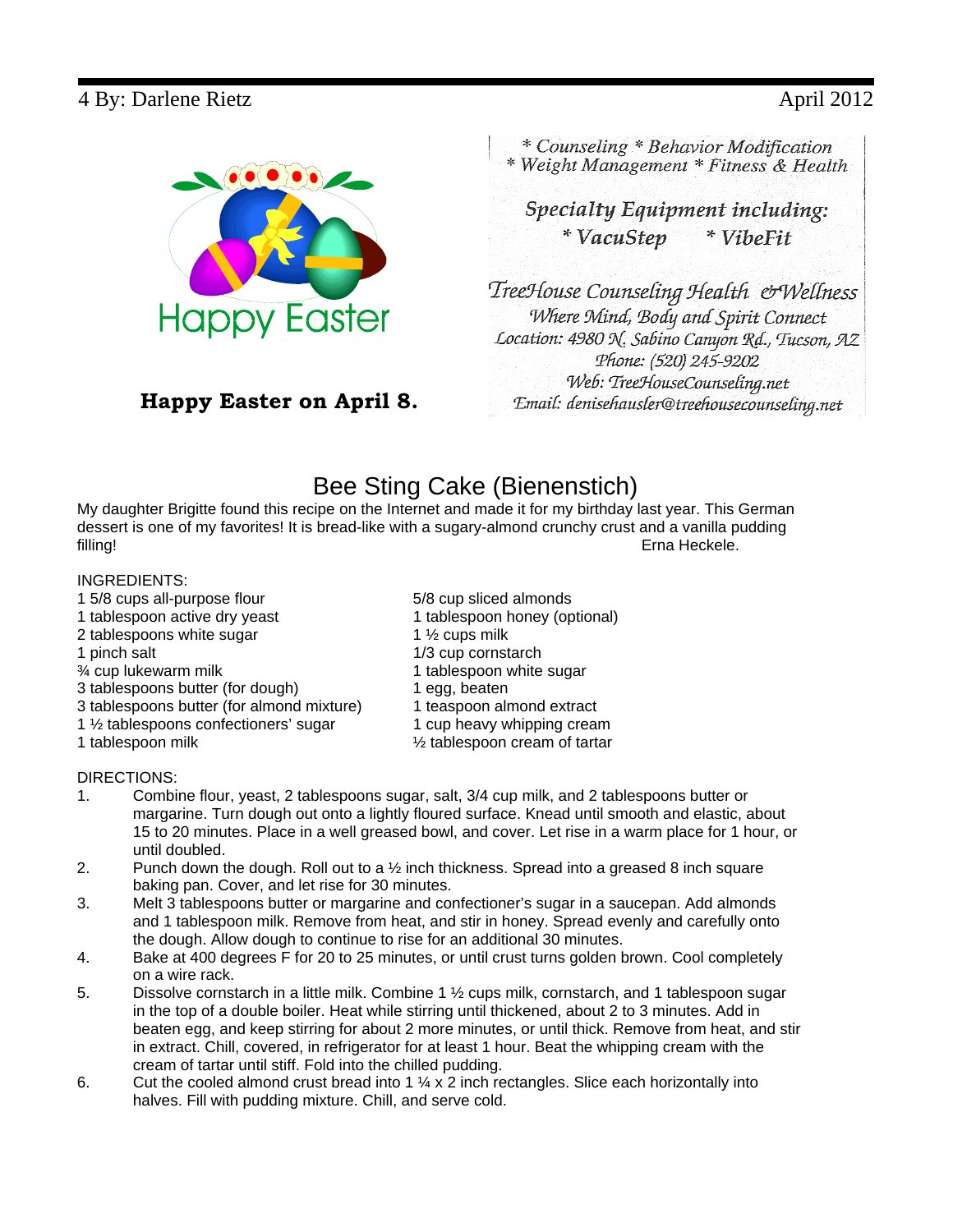Happy Easter

**Happy Easter on April 8.**

*\* Counseling \* Behavior Modification*
*\* Weight Management \* Fitness & Health*

*Specialty Equipment including:*
*\* VacuStep \* VibeFit*

*TreeHouse Counseling Health & Wellness*
*Where Mind, Body and Spirit Connect*
*Location: 4980 N. Sabino Canyon Rd., Tucson, AZ*
*Phone: (520) 245-9202*
*Web: TreeHouseCounseling.net*
*Email: denisehausler@treehousecounseling.net*

# Bee Sting Cake (Bienenstich)

My daughter Brigitte found this recipe on the Internet and made it for my birthday last year. This German dessert is one of my favorites! It is bread-like with a sugary-almond crunchy crust and a vanilla pudding filling!

Erna Heckele.

INGREDIENTS:

- 1 5/8 cups all-purpose flour
- 1 tablespoon active dry yeast
- 2 tablespoons white sugar
- 1 pinch salt
- ¾ cup lukewarm milk
- 3 tablespoons butter (for dough)
- 3 tablespoons butter (for almond mixture)
- 1 ½ tablespoons confectioners' sugar
- 1 tablespoon milk
- 5/8 cup sliced almonds
- 1 tablespoon honey (optional)
- 1 ½ cups milk
- 1/3 cup cornstarch
- 1 tablespoon white sugar
- 1 egg, beaten
- 1 teaspoon almond extract
- 1 cup heavy whipping cream
- ½ tablespoon cream of tartar

DIRECTIONS:

1. Combine flour, yeast, 2 tablespoons sugar, salt, 3/4 cup milk, and 2 tablespoons butter or margarine. Turn dough out onto a lightly floured surface. Knead until smooth and elastic, about 15 to 20 minutes. Place in a well greased bowl, and cover. Let rise in a warm place for 1 hour, or until doubled.
2. Punch down the dough. Roll out to a ½ inch thickness. Spread into a greased 8 inch square baking pan. Cover, and let rise for 30 minutes.
3. Melt 3 tablespoons butter or margarine and confectioner's sugar in a saucepan. Add almonds and 1 tablespoon milk. Remove from heat, and stir in honey. Spread evenly and carefully onto the dough. Allow dough to continue to rise for an additional 30 minutes.
4. Bake at 400 degrees F for 20 to 25 minutes, or until crust turns golden brown. Cool completely on a wire rack.
5. Dissolve cornstarch in a little milk. Combine 1 ½ cups milk, cornstarch, and 1 tablespoon sugar in the top of a double boiler. Heat while stirring until thickened, about 2 to 3 minutes. Add in beaten egg, and keep stirring for about 2 more minutes, or until thick. Remove from heat, and stir in extract. Chill, covered, in refrigerator for at least 1 hour. Beat the whipping cream with the cream of tartar until stiff. Fold into the chilled pudding.
6. Cut the cooled almond crust bread into 1 ¼ x 2 inch rectangles. Slice each horizontally into halves. Fill with pudding mixture. Chill, and serve cold.